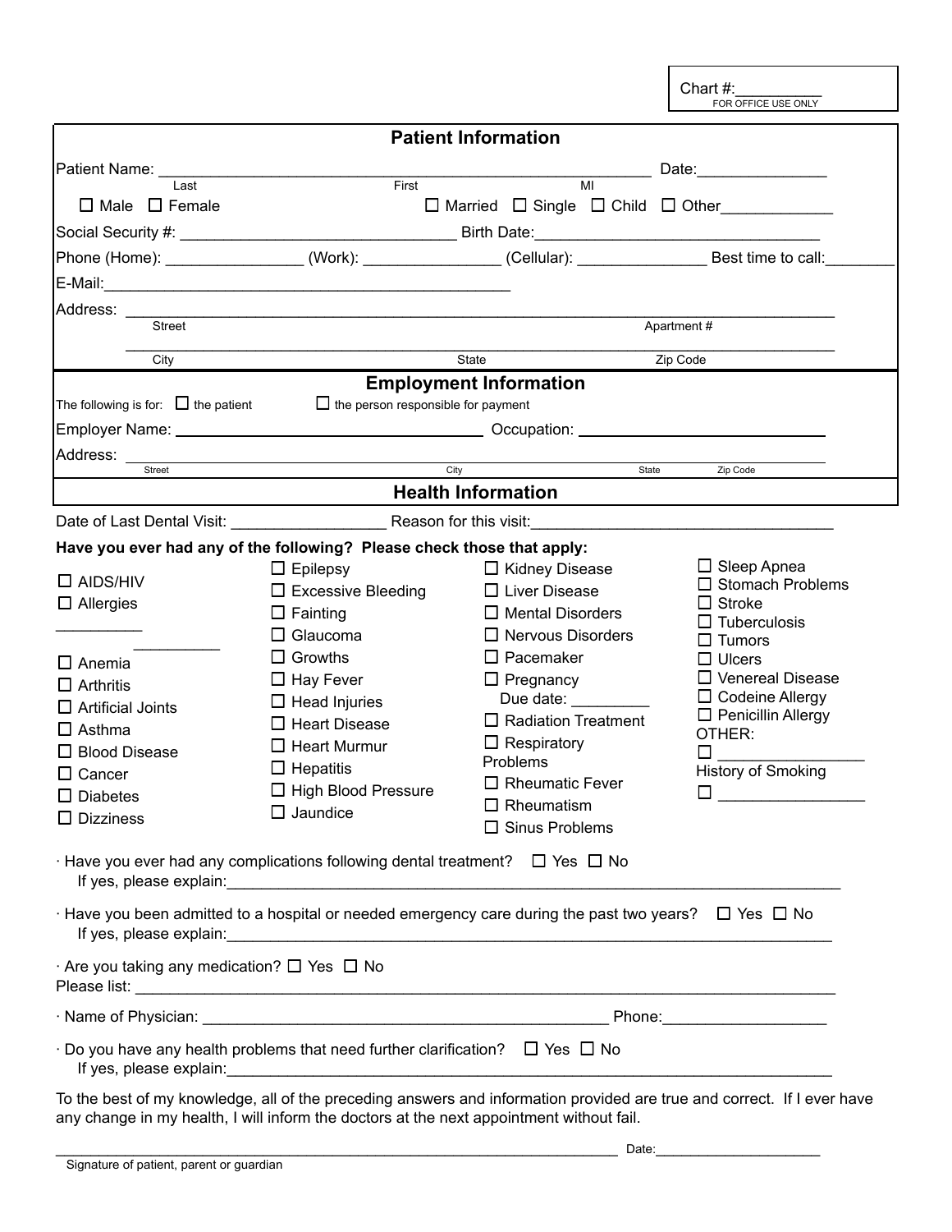Chart #:__________
FOR OFFICE USE ONLY

## Patient Information

Patient Name: ______________________________________________________ Date:_______________
Last First MI

☐ Male ☐ Female ☐ Married ☐ Single ☐ Child ☐ Other_____________

Social Security #: ______________________________ Birth Date:________________________________

Phone (Home): _______________ (Work): _______________ (Cellular): ______________ Best time to call:________

E-Mail:_____________________________________________

Address: ______________________________________________________________________________
Street Apartment #

______________________________________________________________________________
City State Zip Code

## Employment Information

The following is for: ☐ the patient ☐ the person responsible for payment

Employer Name: ________________________________ Occupation: ________________________

Address: ______________________________________________________________________________
Street City State Zip Code

## Health Information

Date of Last Dental Visit: _________________ Reason for this visit:__________________________________

**Have you ever had any of the following? Please check those that apply:**

- ☐ AIDS/HIV
- ☐ Allergies __________ __________
- ☐ Anemia
- ☐ Arthritis
- ☐ Artificial Joints
- ☐ Asthma
- ☐ Blood Disease
- ☐ Cancer
- ☐ Diabetes
- ☐ Dizziness
- ☐ Epilepsy
- ☐ Excessive Bleeding
- ☐ Fainting
- ☐ Glaucoma
- ☐ Growths
- ☐ Hay Fever
- ☐ Head Injuries
- ☐ Heart Disease
- ☐ Heart Murmur
- ☐ Hepatitis
- ☐ High Blood Pressure
- ☐ Jaundice
- ☐ Kidney Disease
- ☐ Liver Disease
- ☐ Mental Disorders
- ☐ Nervous Disorders
- ☐ Pacemaker
- ☐ Pregnancy
  Due date: _________
- ☐ Radiation Treatment
- ☐ Respiratory Problems
- ☐ Rheumatic Fever
- ☐ Rheumatism
- ☐ Sinus Problems
- ☐ Sleep Apnea
- ☐ Stomach Problems
- ☐ Stroke
- ☐ Tuberculosis
- ☐ Tumors
- ☐ Ulcers
- ☐ Venereal Disease
- ☐ Codeine Allergy
- ☐ Penicillin Allergy

OTHER:
- ☐ _________________

History of Smoking
- ☐ _________________

· Have you ever had any complications following dental treatment? ☐ Yes ☐ No
If yes, please explain:___________________________________________________________________________

· Have you been admitted to a hospital or needed emergency care during the past two years? ☐ Yes ☐ No
If yes, please explain:___________________________________________________________________________

· Are you taking any medication? ☐ Yes ☐ No
Please list: ______________________________________________________________________________

· Name of Physician: ______________________________________________ Phone:__________________

· Do you have any health problems that need further clarification? ☐ Yes ☐ No
If yes, please explain:___________________________________________________________________________

To the best of my knowledge, all of the preceding answers and information provided are true and correct. If I ever have any change in my health, I will inform the doctors at the next appointment without fail.

______________________________________________________________________ Date:_____________________
Signature of patient, parent or guardian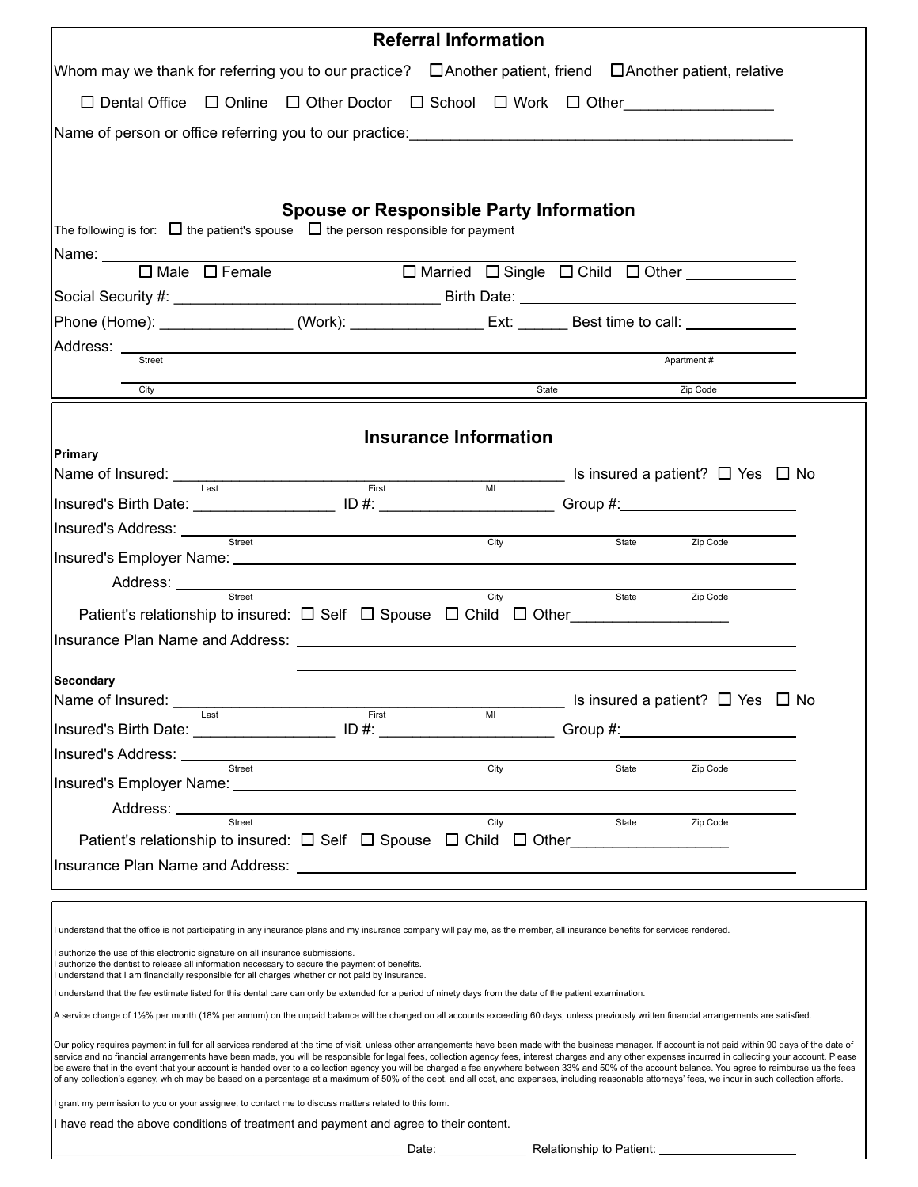## Referral Information

Whom may we thank for referring you to our practice? ☐ Another patient, friend ☐ Another patient, relative

☐ Dental Office ☐ Online ☐ Other Doctor ☐ School ☐ Work ☐ Other_________________

Name of person or office referring you to our practice:_____________________________________________

## Spouse or Responsible Party Information

The following is for: ☐ the patient's spouse ☐ the person responsible for payment

Name: ________________________________________________________________________

☐ Male ☐ Female ☐ Married ☐ Single ☐ Child ☐ Other _____________

Social Security #: _______________________________ Birth Date: _______________________________

Phone (Home): _______________ (Work): _______________ Ext: ______ Best time to call: _____________

Address: ________________________________________________________________________
Street Apartment #

________________________________________________________________________
City State Zip Code

## Insurance Information

**Primary**

Name of Insured: ______________________________________________ Is insured a patient? ☐ Yes ☐ No
Last First MI

Insured's Birth Date: ________________ ID #: ____________________ Group #:_____________________

Insured's Address: ______________________________________________________________
Street City State Zip Code

Insured's Employer Name: _________________________________________________________

Address: ______________________________________________________________
Street City State Zip Code

Patient's relationship to insured: ☐ Self ☐ Spouse ☐ Child ☐ Other__________________

Insurance Plan Name and Address: _________________________________________________

_________________________________________________

**Secondary**

Name of Insured: ______________________________________________ Is insured a patient? ☐ Yes ☐ No
Last First MI

Insured's Birth Date: ________________ ID #: ____________________ Group #:_____________________

Insured's Address: ______________________________________________________________
Street City State Zip Code

Insured's Employer Name: _________________________________________________________

Address: ______________________________________________________________
Street City State Zip Code

Patient's relationship to insured: ☐ Self ☐ Spouse ☐ Child ☐ Other__________________

Insurance Plan Name and Address: _________________________________________________

I understand that the office is not participating in any insurance plans and my insurance company will pay me, as the member, all insurance benefits for services rendered.

I authorize the use of this electronic signature on all insurance submissions.
I authorize the dentist to release all information necessary to secure the payment of benefits.
I understand that I am financially responsible for all charges whether or not paid by insurance.

I understand that the fee estimate listed for this dental care can only be extended for a period of ninety days from the date of the patient examination.

A service charge of 1½% per month (18% per annum) on the unpaid balance will be charged on all accounts exceeding 60 days, unless previously written financial arrangements are satisfied.

Our policy requires payment in full for all services rendered at the time of visit, unless other arrangements have been made with the business manager. If account is not paid within 90 days of the date of service and no financial arrangements have been made, you will be responsible for legal fees, collection agency fees, interest charges and any other expenses incurred in collecting your account. Please be aware that in the event that your account is handed over to a collection agency you will be charged a fee anywhere between 33% and 50% of the account balance. You agree to reimburse us the fees of any collection's agency, which may be based on a percentage at a maximum of 50% of the debt, and all cost, and expenses, including reasonable attorneys' fees, we incur in such collection efforts.

I grant my permission to you or your assignee, to contact me to discuss matters related to this form.

I have read the above conditions of treatment and payment and agree to their content.

_____________________________________________ Date: ____________ Relationship to Patient: ____________________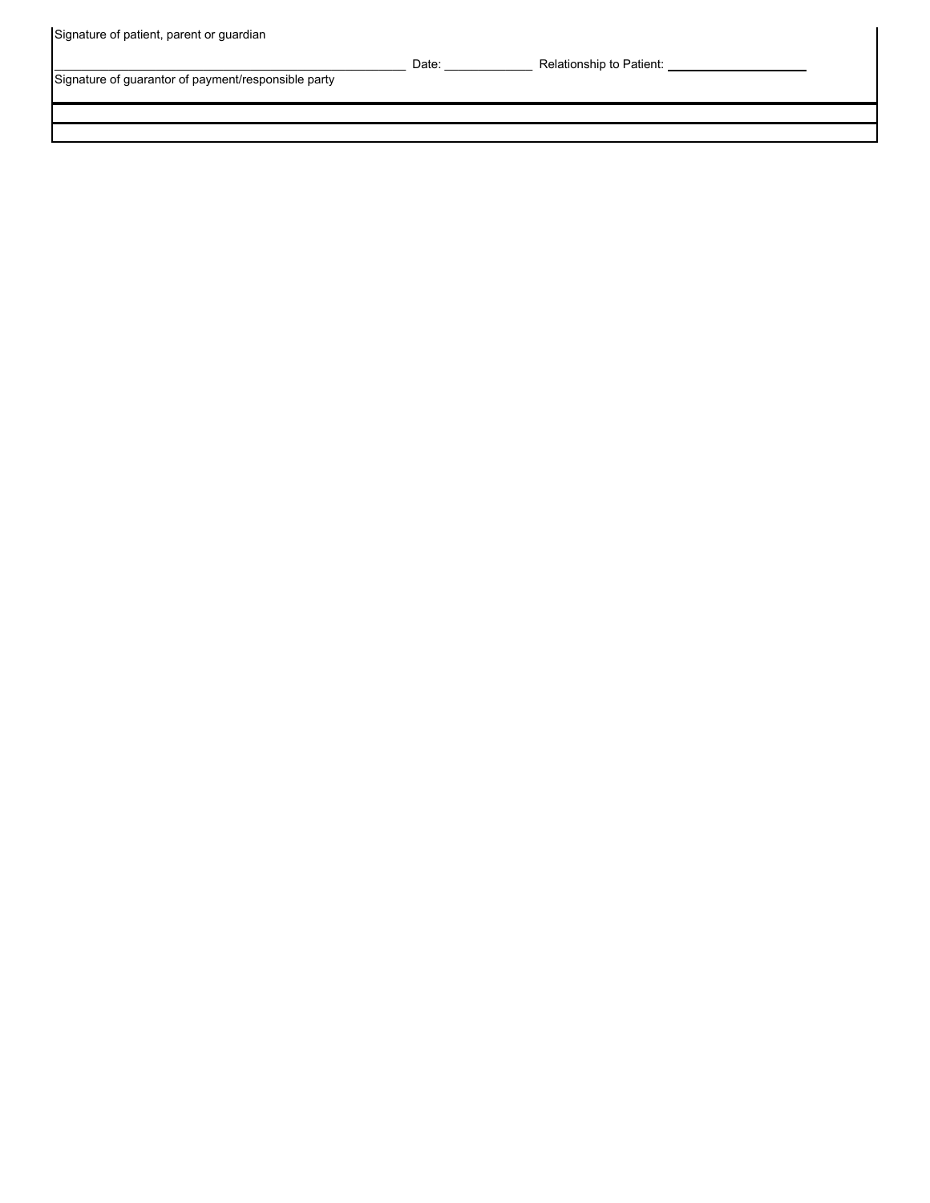Signature of patient, parent or guardian

_______________________________________________ Date: ____________ Relationship to Patient: ____________________

Signature of guarantor of payment/responsible party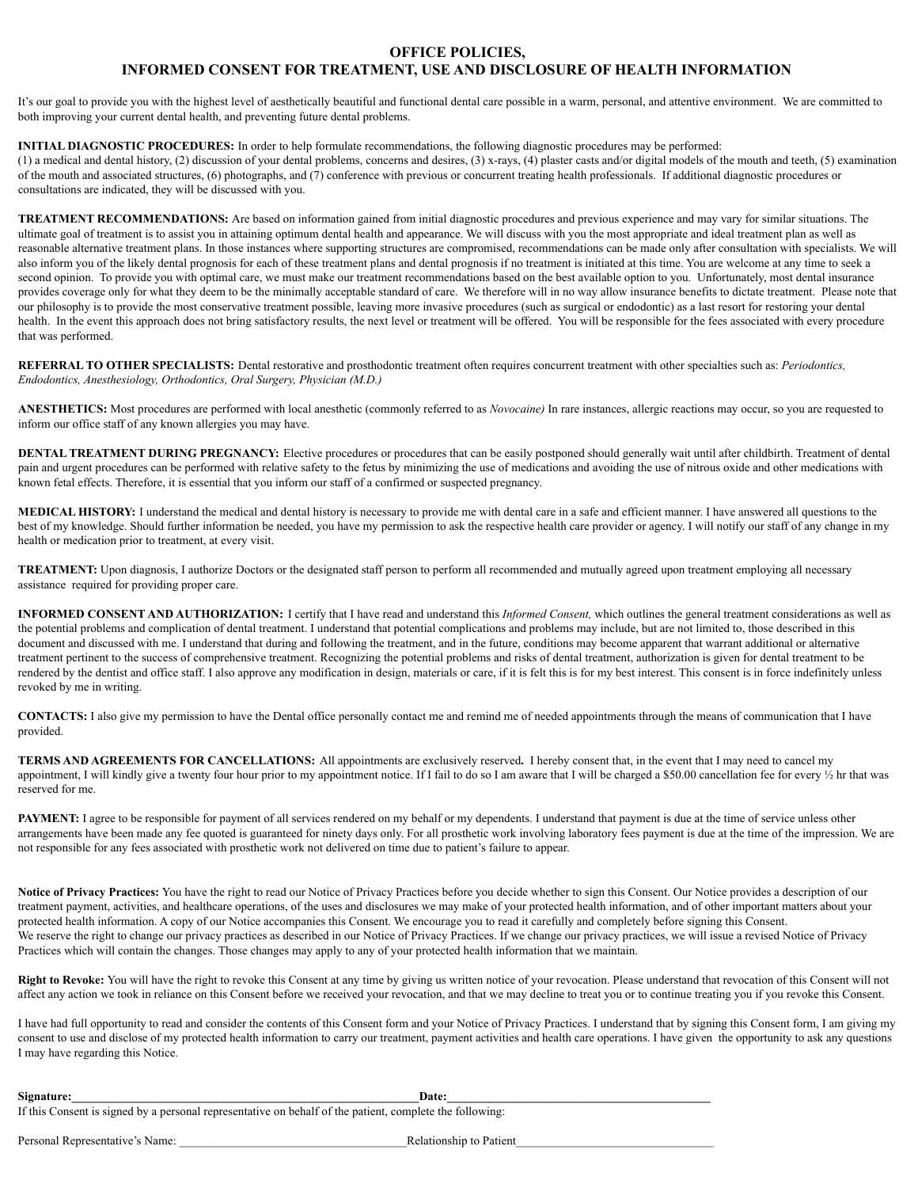# OFFICE POLICIES,
# INFORMED CONSENT FOR TREATMENT, USE AND DISCLOSURE OF HEALTH INFORMATION

It's our goal to provide you with the highest level of aesthetically beautiful and functional dental care possible in a warm, personal, and attentive environment. We are committed to both improving your current dental health, and preventing future dental problems.

**INITIAL DIAGNOSTIC PROCEDURES:** In order to help formulate recommendations, the following diagnostic procedures may be performed:
(1) a medical and dental history, (2) discussion of your dental problems, concerns and desires, (3) x-rays, (4) plaster casts and/or digital models of the mouth and teeth, (5) examination of the mouth and associated structures, (6) photographs, and (7) conference with previous or concurrent treating health professionals. If additional diagnostic procedures or consultations are indicated, they will be discussed with you.

**TREATMENT RECOMMENDATIONS:** Are based on information gained from initial diagnostic procedures and previous experience and may vary for similar situations. The ultimate goal of treatment is to assist you in attaining optimum dental health and appearance. We will discuss with you the most appropriate and ideal treatment plan as well as reasonable alternative treatment plans. In those instances where supporting structures are compromised, recommendations can be made only after consultation with specialists. We will also inform you of the likely dental prognosis for each of these treatment plans and dental prognosis if no treatment is initiated at this time. You are welcome at any time to seek a second opinion. To provide you with optimal care, we must make our treatment recommendations based on the best available option to you. Unfortunately, most dental insurance provides coverage only for what they deem to be the minimally acceptable standard of care. We therefore will in no way allow insurance benefits to dictate treatment. Please note that our philosophy is to provide the most conservative treatment possible, leaving more invasive procedures (such as surgical or endodontic) as a last resort for restoring your dental health. In the event this approach does not bring satisfactory results, the next level or treatment will be offered. You will be responsible for the fees associated with every procedure that was performed.

**REFERRAL TO OTHER SPECIALISTS:** Dental restorative and prosthodontic treatment often requires concurrent treatment with other specialties such as: *Periodontics, Endodontics, Anesthesiology, Orthodontics, Oral Surgery, Physician (M.D.)*

**ANESTHETICS:** Most procedures are performed with local anesthetic (commonly referred to as *Novocaine)* In rare instances, allergic reactions may occur, so you are requested to inform our office staff of any known allergies you may have.

**DENTAL TREATMENT DURING PREGNANCY:** Elective procedures or procedures that can be easily postponed should generally wait until after childbirth. Treatment of dental pain and urgent procedures can be performed with relative safety to the fetus by minimizing the use of medications and avoiding the use of nitrous oxide and other medications with known fetal effects. Therefore, it is essential that you inform our staff of a confirmed or suspected pregnancy.

**MEDICAL HISTORY:** I understand the medical and dental history is necessary to provide me with dental care in a safe and efficient manner. I have answered all questions to the best of my knowledge. Should further information be needed, you have my permission to ask the respective health care provider or agency. I will notify our staff of any change in my health or medication prior to treatment, at every visit.

**TREATMENT:** Upon diagnosis, I authorize Doctors or the designated staff person to perform all recommended and mutually agreed upon treatment employing all necessary assistance required for providing proper care.

**INFORMED CONSENT AND AUTHORIZATION:** I certify that I have read and understand this *Informed Consent,* which outlines the general treatment considerations as well as the potential problems and complication of dental treatment. I understand that potential complications and problems may include, but are not limited to, those described in this document and discussed with me. I understand that during and following the treatment, and in the future, conditions may become apparent that warrant additional or alternative treatment pertinent to the success of comprehensive treatment. Recognizing the potential problems and risks of dental treatment, authorization is given for dental treatment to be rendered by the dentist and office staff. I also approve any modification in design, materials or care, if it is felt this is for my best interest. This consent is in force indefinitely unless revoked by me in writing.

**CONTACTS:** I also give my permission to have the Dental office personally contact me and remind me of needed appointments through the means of communication that I have provided.

**TERMS AND AGREEMENTS FOR CANCELLATIONS:** All appointments are exclusively reserved**.** I hereby consent that, in the event that I may need to cancel my appointment, I will kindly give a twenty four hour prior to my appointment notice. If I fail to do so I am aware that I will be charged a $50.00 cancellation fee for every ½ hr that was reserved for me.

**PAYMENT:** I agree to be responsible for payment of all services rendered on my behalf or my dependents. I understand that payment is due at the time of service unless other arrangements have been made any fee quoted is guaranteed for ninety days only. For all prosthetic work involving laboratory fees payment is due at the time of the impression. We are not responsible for any fees associated with prosthetic work not delivered on time due to patient's failure to appear.

**Notice of Privacy Practices:** You have the right to read our Notice of Privacy Practices before you decide whether to sign this Consent. Our Notice provides a description of our treatment payment, activities, and healthcare operations, of the uses and disclosures we may make of your protected health information, and of other important matters about your protected health information. A copy of our Notice accompanies this Consent. We encourage you to read it carefully and completely before signing this Consent.
We reserve the right to change our privacy practices as described in our Notice of Privacy Practices. If we change our privacy practices, we will issue a revised Notice of Privacy Practices which will contain the changes. Those changes may apply to any of your protected health information that we maintain.

**Right to Revoke:** You will have the right to revoke this Consent at any time by giving us written notice of your revocation. Please understand that revocation of this Consent will not affect any action we took in reliance on this Consent before we received your revocation, and that we may decline to treat you or to continue treating you if you revoke this Consent.

I have had full opportunity to read and consider the contents of this Consent form and your Notice of Privacy Practices. I understand that by signing this Consent form, I am giving my consent to use and disclose of my protected health information to carry our treatment, payment activities and health care operations. I have given the opportunity to ask any questions I may have regarding this Notice.

**Signature:**______________________________________________________________**Date:**_________________________________________________

If this Consent is signed by a personal representative on behalf of the patient, complete the following:

Personal Representative's Name: _______________________________________Relationship to Patient__________________________________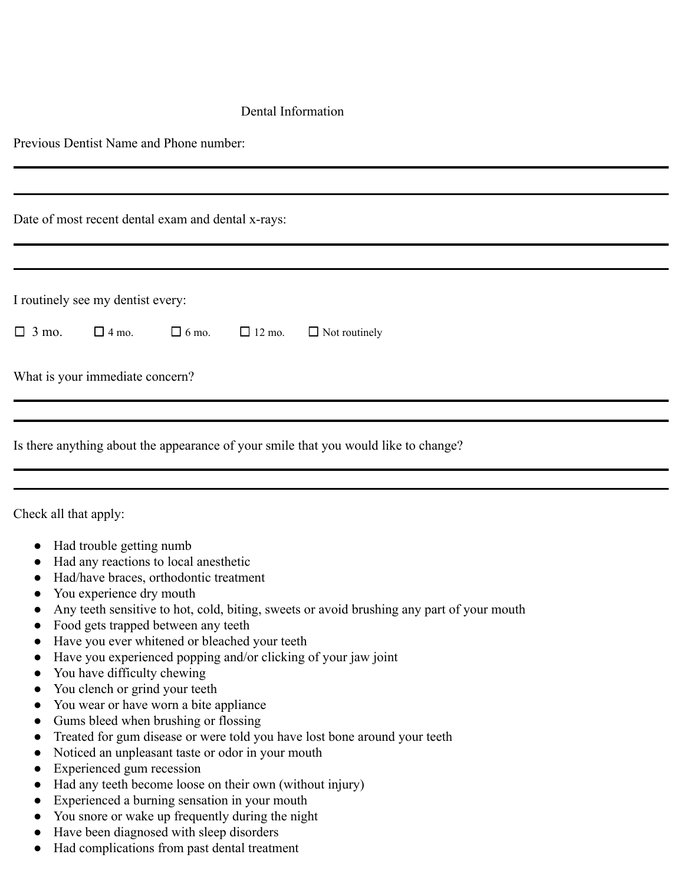# Dental Information

Previous Dentist Name and Phone number:

---

---

Date of most recent dental exam and dental x-rays:

---

---

I routinely see my dentist every:

☐ 3 mo. ☐ 4 mo. ☐ 6 mo. ☐ 12 mo. ☐ Not routinely

What is your immediate concern?

---

---

Is there anything about the appearance of your smile that you would like to change?

---

---

Check all that apply:

- Had trouble getting numb
- Had any reactions to local anesthetic
- Had/have braces, orthodontic treatment
- You experience dry mouth
- Any teeth sensitive to hot, cold, biting, sweets or avoid brushing any part of your mouth
- Food gets trapped between any teeth
- Have you ever whitened or bleached your teeth
- Have you experienced popping and/or clicking of your jaw joint
- You have difficulty chewing
- You clench or grind your teeth
- You wear or have worn a bite appliance
- Gums bleed when brushing or flossing
- Treated for gum disease or were told you have lost bone around your teeth
- Noticed an unpleasant taste or odor in your mouth
- Experienced gum recession
- Had any teeth become loose on their own (without injury)
- Experienced a burning sensation in your mouth
- You snore or wake up frequently during the night
- Have been diagnosed with sleep disorders
- Had complications from past dental treatment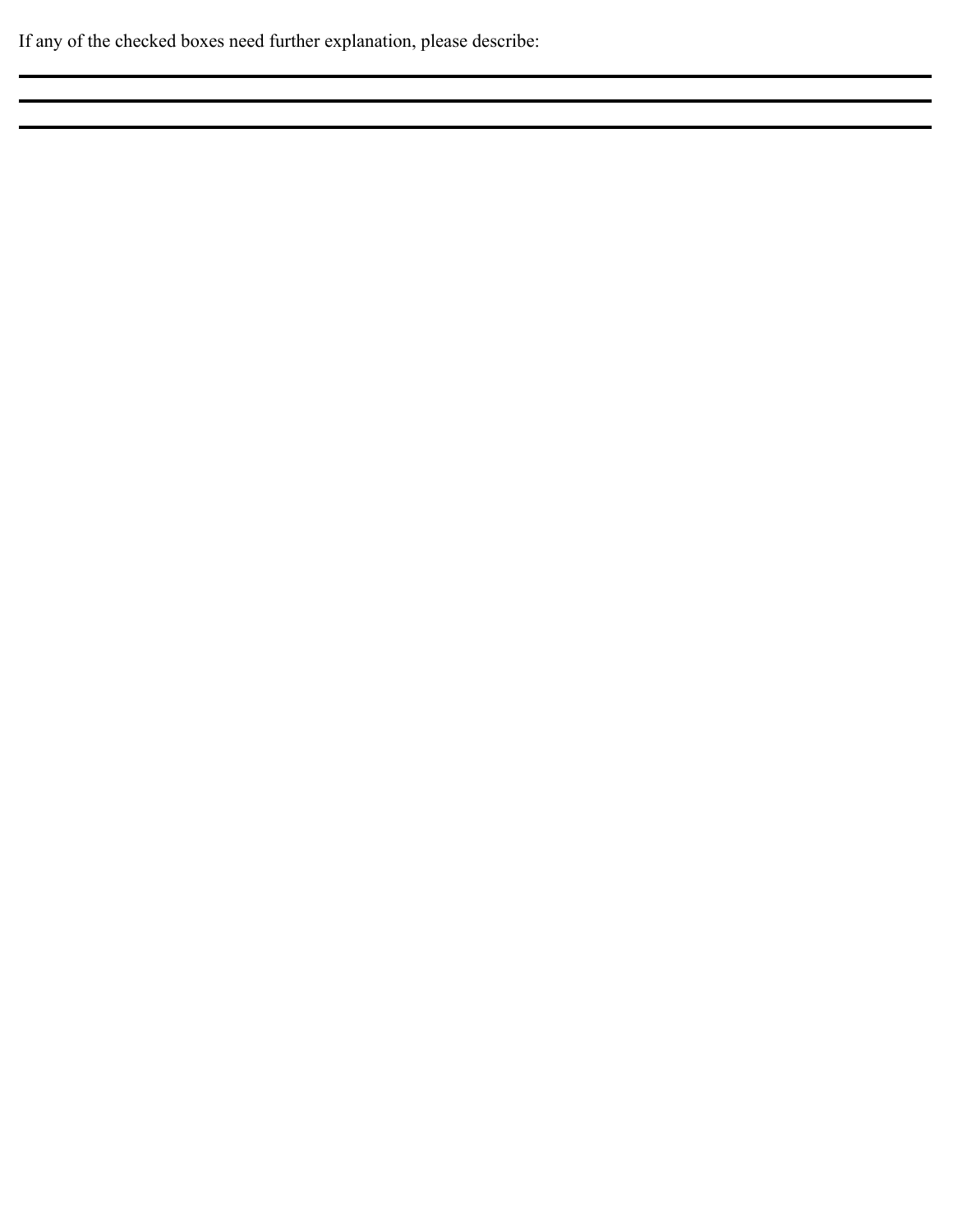If any of the checked boxes need further explanation, please describe:

---

---

---